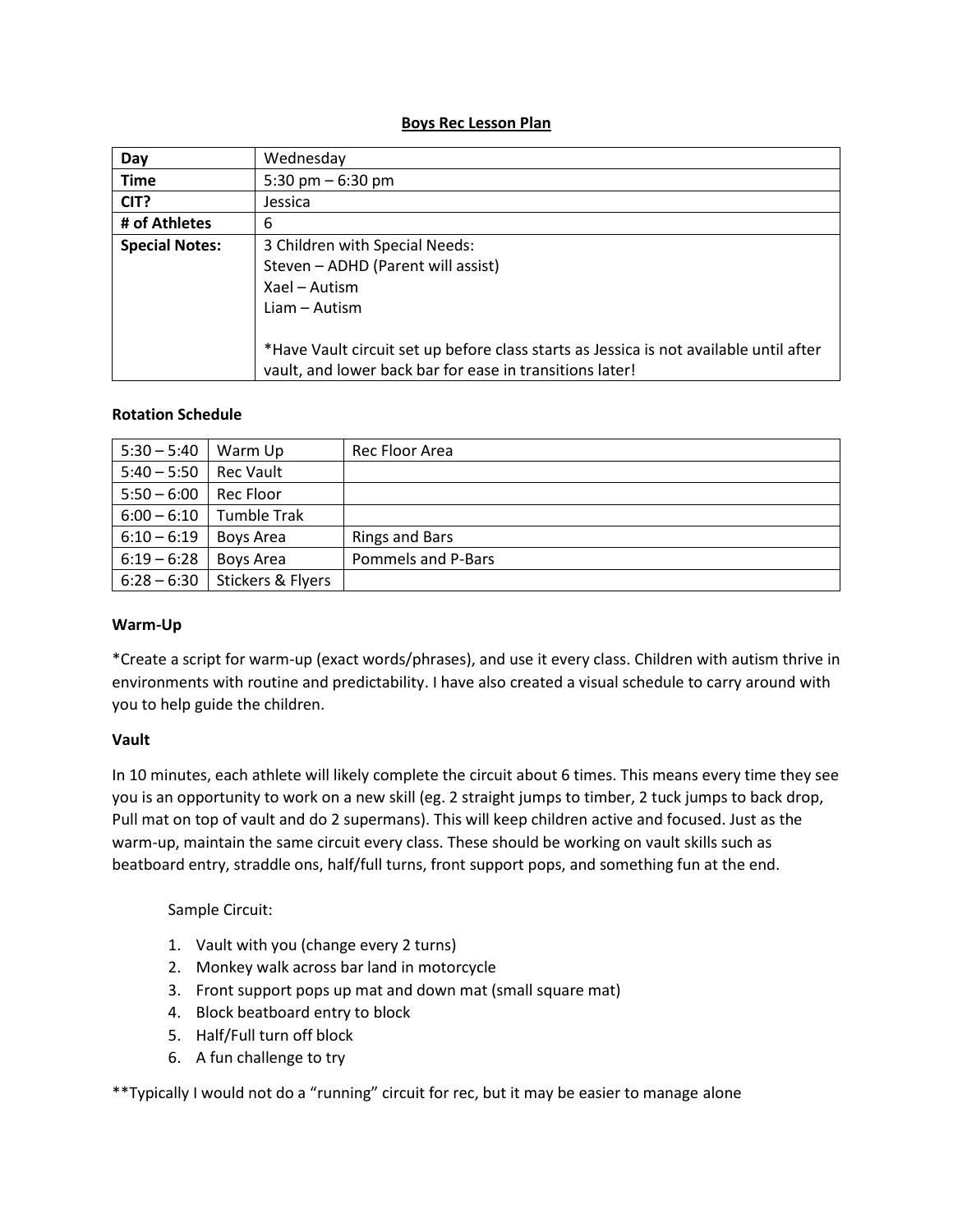# Boys Rec Lesson Plan

| **Day** | Wednesday |
|---|---|
| **Time** | 5:30 pm – 6:30 pm |
| **CIT?** | Jessica |
| **# of Athletes** | 6 |
| **Special Notes:** | 3 Children with Special Needs:<br>Steven – ADHD (Parent will assist)<br>Xael – Autism<br>Liam – Autism<br><br>*Have Vault circuit set up before class starts as Jessica is not available until after vault, and lower back bar for ease in transitions later! |

**Rotation Schedule**

| | | |
|---|---|---|
| 5:30 – 5:40 | Warm Up | Rec Floor Area |
| 5:40 – 5:50 | Rec Vault | |
| 5:50 – 6:00 | Rec Floor | |
| 6:00 – 6:10 | Tumble Trak | |
| 6:10 – 6:19 | Boys Area | Rings and Bars |
| 6:19 – 6:28 | Boys Area | Pommels and P-Bars |
| 6:28 – 6:30 | Stickers & Flyers | |

**Warm-Up**

*Create a script for warm-up (exact words/phrases), and use it every class. Children with autism thrive in environments with routine and predictability. I have also created a visual schedule to carry around with you to help guide the children.

**Vault**

In 10 minutes, each athlete will likely complete the circuit about 6 times. This means every time they see you is an opportunity to work on a new skill (eg. 2 straight jumps to timber, 2 tuck jumps to back drop, Pull mat on top of vault and do 2 supermans). This will keep children active and focused. Just as the warm-up, maintain the same circuit every class. These should be working on vault skills such as beatboard entry, straddle ons, half/full turns, front support pops, and something fun at the end.

Sample Circuit:

1. Vault with you (change every 2 turns)
2. Monkey walk across bar land in motorcycle
3. Front support pops up mat and down mat (small square mat)
4. Block beatboard entry to block
5. Half/Full turn off block
6. A fun challenge to try

**Typically I would not do a "running" circuit for rec, but it may be easier to manage alone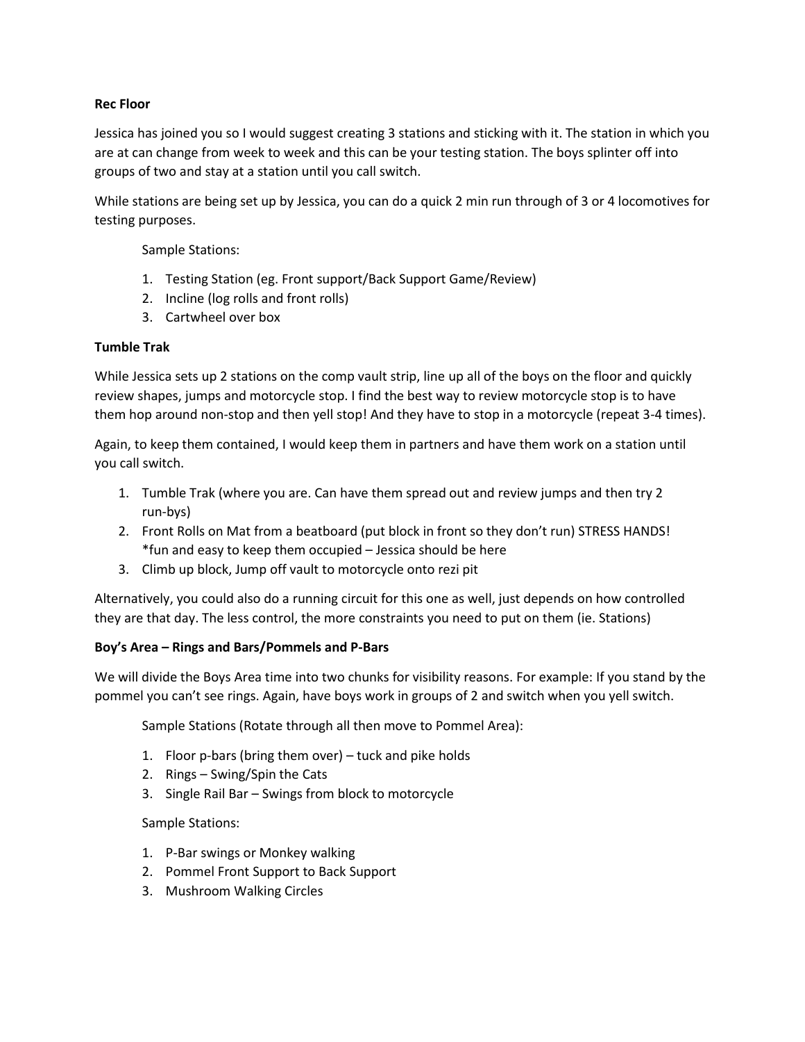**Rec Floor**

Jessica has joined you so I would suggest creating 3 stations and sticking with it. The station in which you are at can change from week to week and this can be your testing station. The boys splinter off into groups of two and stay at a station until you call switch.

While stations are being set up by Jessica, you can do a quick 2 min run through of 3 or 4 locomotives for testing purposes.

Sample Stations:

1. Testing Station (eg. Front support/Back Support Game/Review)
2. Incline (log rolls and front rolls)
3. Cartwheel over box

**Tumble Trak**

While Jessica sets up 2 stations on the comp vault strip, line up all of the boys on the floor and quickly review shapes, jumps and motorcycle stop. I find the best way to review motorcycle stop is to have them hop around non-stop and then yell stop! And they have to stop in a motorcycle (repeat 3-4 times).

Again, to keep them contained, I would keep them in partners and have them work on a station until you call switch.

1. Tumble Trak (where you are. Can have them spread out and review jumps and then try 2 run-bys)
2. Front Rolls on Mat from a beatboard (put block in front so they don't run) STRESS HANDS! *fun and easy to keep them occupied – Jessica should be here
3. Climb up block, Jump off vault to motorcycle onto rezi pit

Alternatively, you could also do a running circuit for this one as well, just depends on how controlled they are that day. The less control, the more constraints you need to put on them (ie. Stations)

**Boy's Area – Rings and Bars/Pommels and P-Bars**

We will divide the Boys Area time into two chunks for visibility reasons. For example: If you stand by the pommel you can't see rings. Again, have boys work in groups of 2 and switch when you yell switch.

Sample Stations (Rotate through all then move to Pommel Area):

1. Floor p-bars (bring them over) – tuck and pike holds
2. Rings – Swing/Spin the Cats
3. Single Rail Bar – Swings from block to motorcycle

Sample Stations:

1. P-Bar swings or Monkey walking
2. Pommel Front Support to Back Support
3. Mushroom Walking Circles